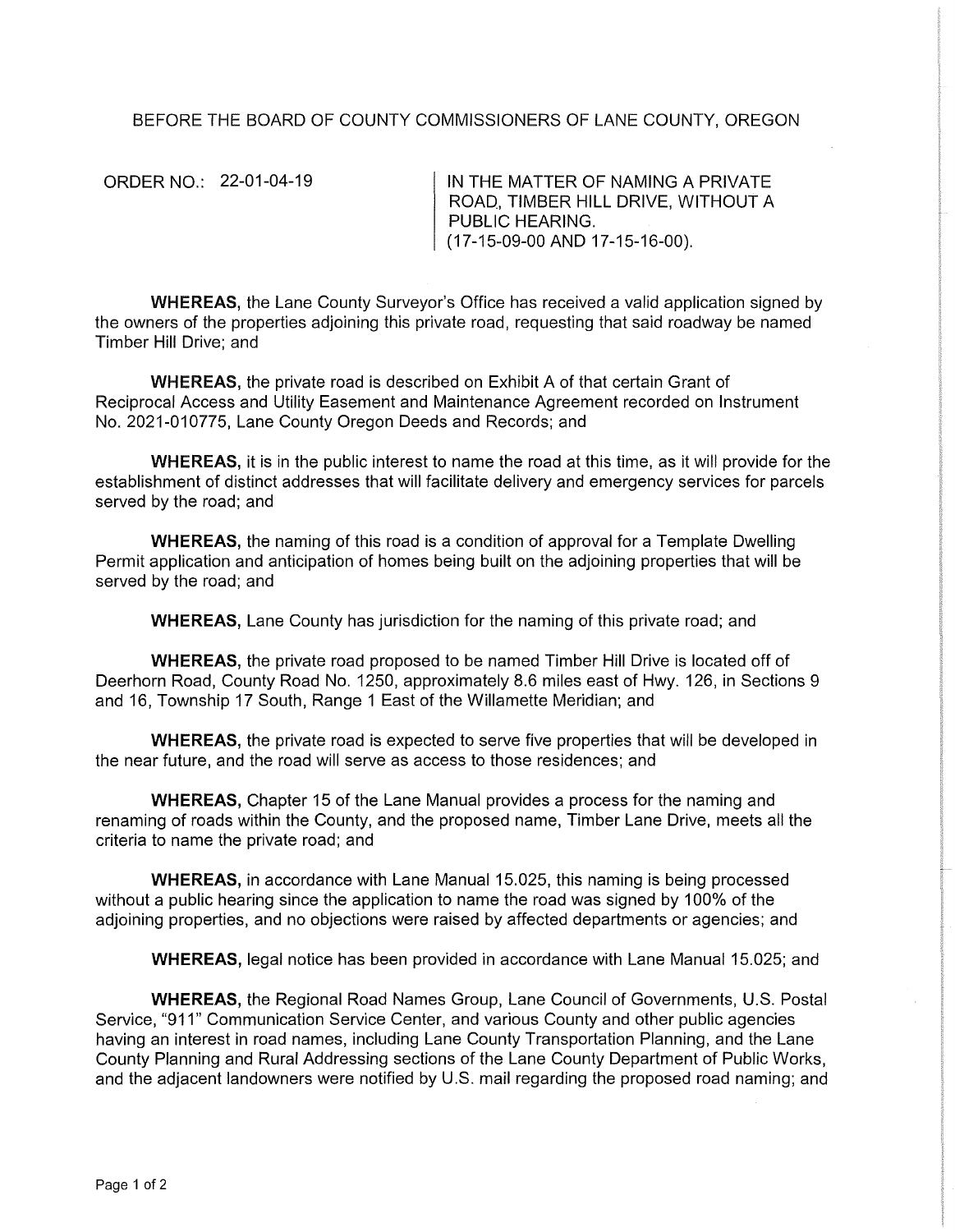BEFORE THE BOARD OF COUNTY COMMISSIONERS OF LANE COUNTY, OREGON

ORDER NO.: 22-01-04-19

IN THE MATTER OF NAMING A PRIVATE ROAD, TIMBER HILL DRIVE, WITHOUT A PUBLIC HEARING. (17-15-09-00 AND 17-15-16-00).

**WHEREAS,** the Lane County Surveyor's Office has received a valid application signed by the owners of the properties adjoining this private road, requesting that said roadway be named Timber Hill Drive; and

**WHEREAS,** the private road is described on Exhibit A of that certain Grant of Reciprocal Access and Utility Easement and Maintenance Agreement recorded on Instrument No. 2021-010775, Lane County Oregon Deeds and Records; and

**WHEREAS,** it is in the public interest to name the road at this time, as it will provide for the establishment of distinct addresses that will facilitate delivery and emergency services for parcels served by the road; and

**WHEREAS,** the naming of this road is a condition of approval for a Template Dwelling Permit application and anticipation of homes being built on the adjoining properties that will be served by the road; and

**WHEREAS,** Lane County has jurisdiction for the naming of this private road; and

**WHEREAS,** the private road proposed to be named Timber Hill Drive is located off of Deerhorn Road, County Road No. 1250, approximately 8.6 miles east of Hwy. 126, in Sections 9 and 16, Township 17 South, Range 1 East of the Willamette Meridian; and

**WHEREAS,** the private road is expected to serve five properties that will be developed in the near future, and the road will serve as access to those residences; and

**WHEREAS,** Chapter 15 of the Lane Manual provides a process for the naming and renaming of roads within the County, and the proposed name, Timber Lane Drive, meets all the criteria to name the private road; and

**WHEREAS,** in accordance with Lane Manual 15.025, this naming is being processed without a public hearing since the application to name the road was signed by 100% of the adjoining properties, and no objections were raised by affected departments or agencies; and

**WHEREAS,** legal notice has been provided in accordance with Lane Manual 15.025; and

**WHEREAS,** the Regional Road Names Group, Lane Council of Governments, U.S. Postal Service, "911" Communication Service Center, and various County and other public agencies having an interest in road names, including Lane County Transportation Planning, and the Lane County Planning and Rural Addressing sections of the Lane County Department of Public Works, and the adjacent landowners were notified by U.S. mail regarding the proposed road naming; and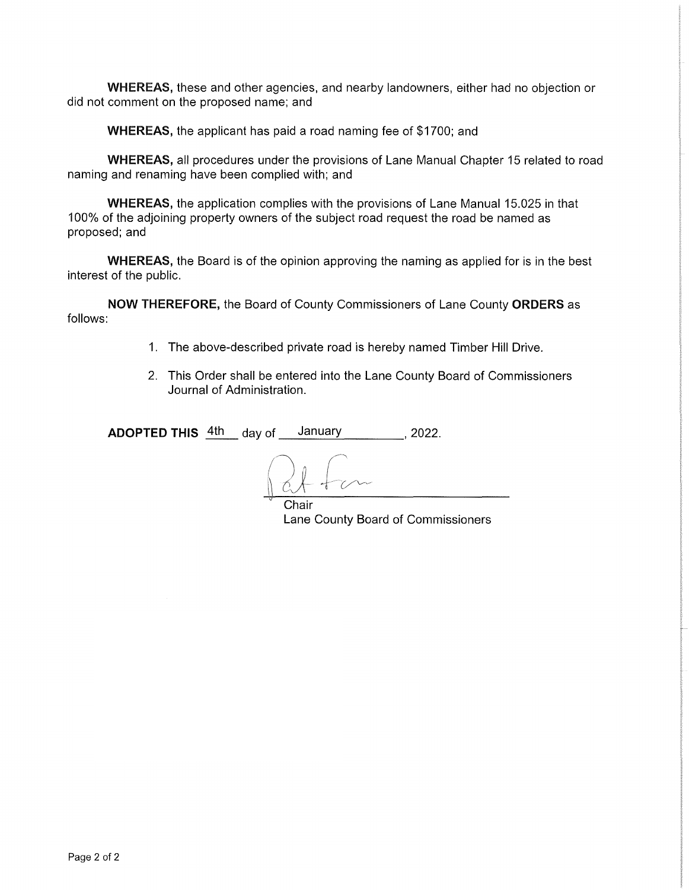**WHEREAS,** these and other agencies, and nearby landowners, either had no objection or did not comment on the proposed name; and

**WHEREAS,** the applicant has paid a road naming fee of $1700; and

**WHEREAS,** all procedures under the provisions of Lane Manual Chapter 15 related to road naming and renaming have been complied with; and

**WHEREAS,** the application complies with the provisions of Lane Manual 15.025 in that 100% of the adjoining property owners of the subject road request the road be named as proposed; and

**WHEREAS,** the Board is of the opinion approving the naming as applied for is in the best interest of the public.

**NOW THEREFORE,** the Board of County Commissioners of Lane County **ORDERS** as follows:

1. The above-described private road is hereby named Timber Hill Drive.
2. This Order shall be entered into the Lane County Board of Commissioners Journal of Administration.

**ADOPTED THIS** 4th day of January, 2022.

Chair
Lane County Board of Commissioners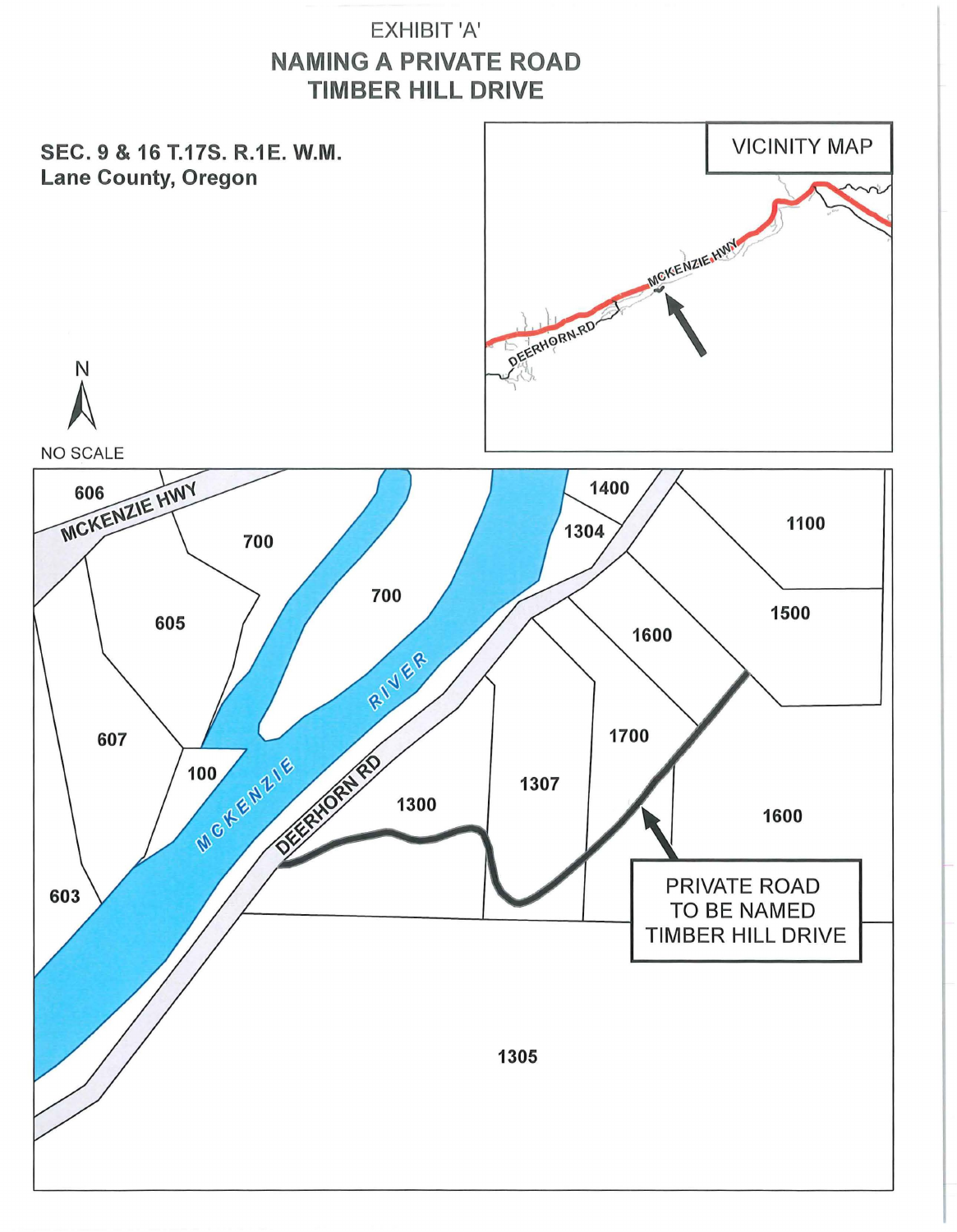EXHIBIT 'A'

# NAMING A PRIVATE ROAD
# TIMBER HILL DRIVE

**SEC. 9 & 16 T.17S. R.1E. W.M.**
**Lane County, Oregon**

N

NO SCALE

VICINITY MAP

MCKENZIE HWY

DEERHORN RD

606

MCKENZIE HWY

700

605

700

607

100

603

MCKENZIE RIVER

DEERHORN RD

1400

1304

1100

1500

1600

1700

1300

1307

1600

1305

PRIVATE ROAD TO BE NAMED TIMBER HILL DRIVE